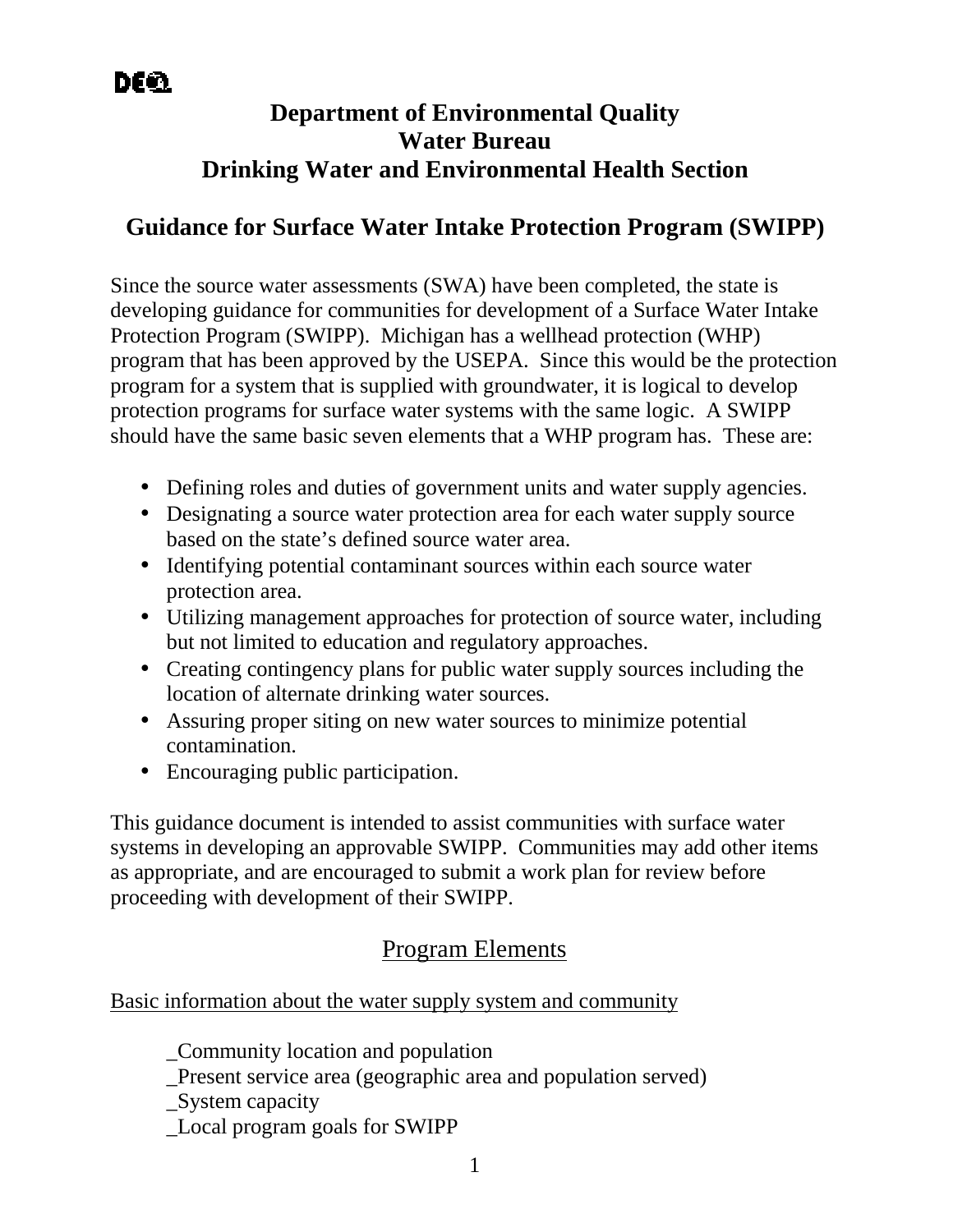DEQ

# Department of Environmental Quality
# Water Bureau
# Drinking Water and Environmental Health Section

## Guidance for Surface Water Intake Protection Program (SWIPP)

Since the source water assessments (SWA) have been completed, the state is developing guidance for communities for development of a Surface Water Intake Protection Program (SWIPP). Michigan has a wellhead protection (WHP) program that has been approved by the USEPA. Since this would be the protection program for a system that is supplied with groundwater, it is logical to develop protection programs for surface water systems with the same logic. A SWIPP should have the same basic seven elements that a WHP program has. These are:

- Defining roles and duties of government units and water supply agencies.
- Designating a source water protection area for each water supply source based on the state's defined source water area.
- Identifying potential contaminant sources within each source water protection area.
- Utilizing management approaches for protection of source water, including but not limited to education and regulatory approaches.
- Creating contingency plans for public water supply sources including the location of alternate drinking water sources.
- Assuring proper siting on new water sources to minimize potential contamination.
- Encouraging public participation.

This guidance document is intended to assist communities with surface water systems in developing an approvable SWIPP. Communities may add other items as appropriate, and are encouraged to submit a work plan for review before proceeding with development of their SWIPP.

## Program Elements

Basic information about the water supply system and community

_Community location and population
_Present service area (geographic area and population served)
_System capacity
_Local program goals for SWIPP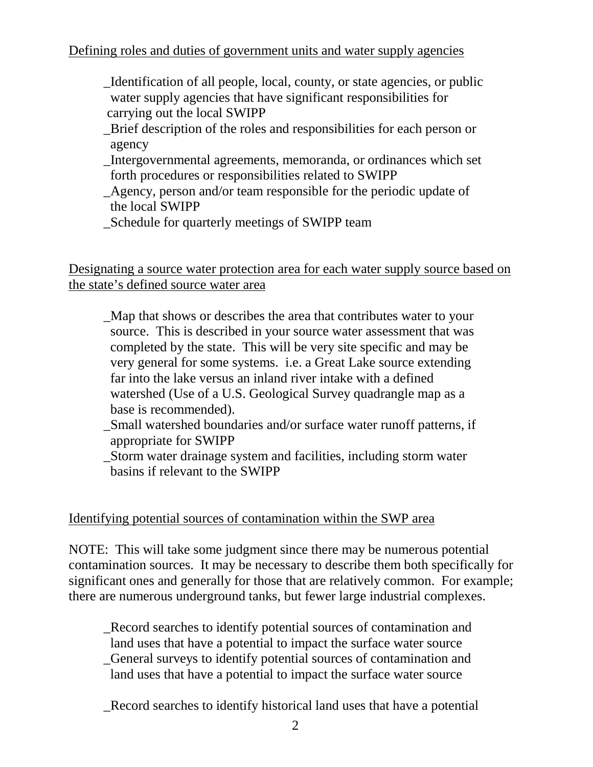Defining roles and duties of government units and water supply agencies

_Identification of all people, local, county, or state agencies, or public water supply agencies that have significant responsibilities for carrying out the local SWIPP

_Brief description of the roles and responsibilities for each person or agency

_Intergovernmental agreements, memoranda, or ordinances which set forth procedures or responsibilities related to SWIPP

_Agency, person and/or team responsible for the periodic update of the local SWIPP

_Schedule for quarterly meetings of SWIPP team

Designating a source water protection area for each water supply source based on the state's defined source water area

_Map that shows or describes the area that contributes water to your source. This is described in your source water assessment that was completed by the state. This will be very site specific and may be very general for some systems. i.e. a Great Lake source extending far into the lake versus an inland river intake with a defined watershed (Use of a U.S. Geological Survey quadrangle map as a base is recommended).

_Small watershed boundaries and/or surface water runoff patterns, if appropriate for SWIPP

_Storm water drainage system and facilities, including storm water basins if relevant to the SWIPP

Identifying potential sources of contamination within the SWP area

NOTE: This will take some judgment since there may be numerous potential contamination sources. It may be necessary to describe them both specifically for significant ones and generally for those that are relatively common. For example; there are numerous underground tanks, but fewer large industrial complexes.

_Record searches to identify potential sources of contamination and land uses that have a potential to impact the surface water source

_General surveys to identify potential sources of contamination and land uses that have a potential to impact the surface water source

_Record searches to identify historical land uses that have a potential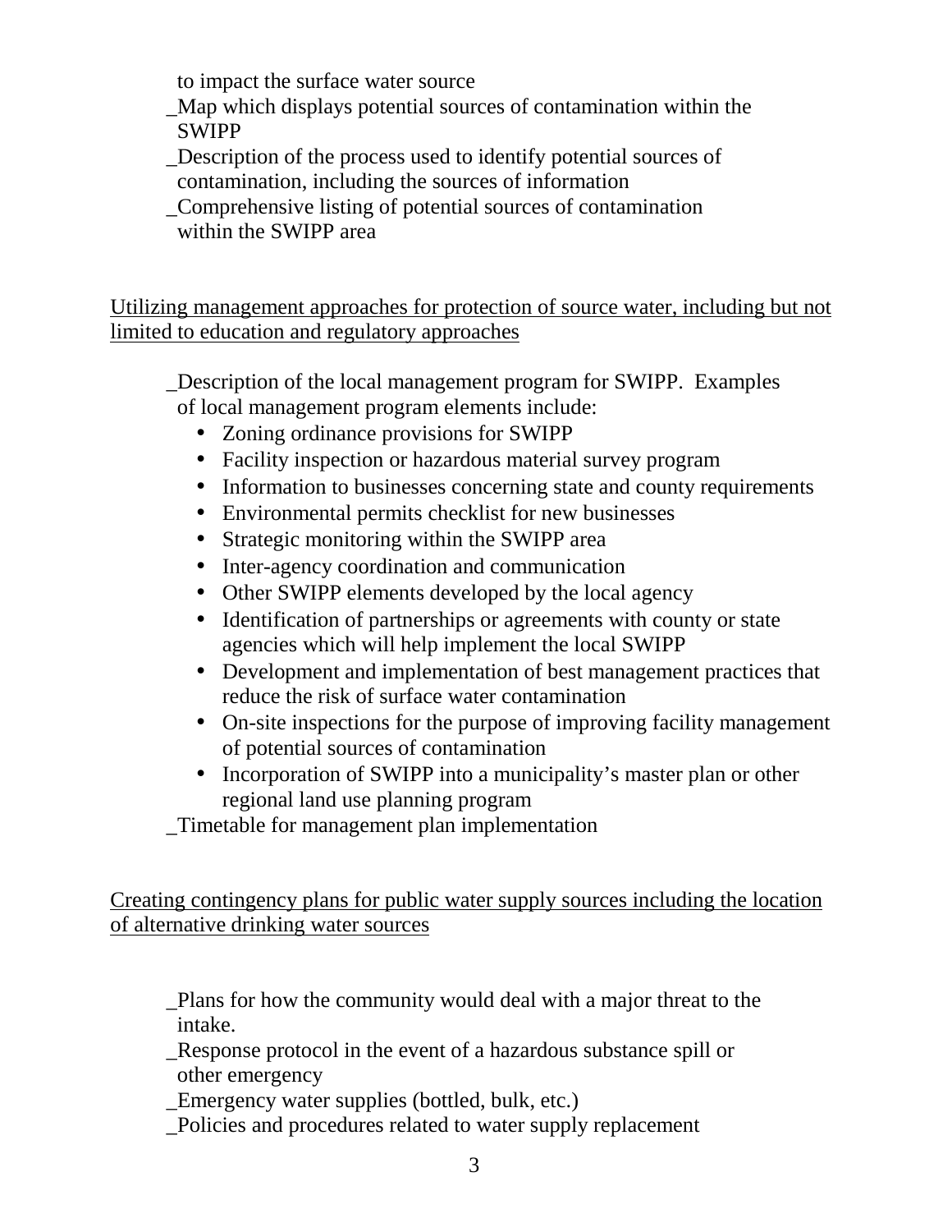to impact the surface water source

_Map which displays potential sources of contamination within the SWIPP

_Description of the process used to identify potential sources of contamination, including the sources of information

_Comprehensive listing of potential sources of contamination within the SWIPP area

<u>Utilizing management approaches for protection of source water, including but not limited to education and regulatory approaches</u>

_Description of the local management program for SWIPP. Examples of local management program elements include:

- Zoning ordinance provisions for SWIPP
- Facility inspection or hazardous material survey program
- Information to businesses concerning state and county requirements
- Environmental permits checklist for new businesses
- Strategic monitoring within the SWIPP area
- Inter-agency coordination and communication
- Other SWIPP elements developed by the local agency
- Identification of partnerships or agreements with county or state agencies which will help implement the local SWIPP
- Development and implementation of best management practices that reduce the risk of surface water contamination
- On-site inspections for the purpose of improving facility management of potential sources of contamination
- Incorporation of SWIPP into a municipality's master plan or other regional land use planning program

_Timetable for management plan implementation

<u>Creating contingency plans for public water supply sources including the location of alternative drinking water sources</u>

_Plans for how the community would deal with a major threat to the intake.

_Response protocol in the event of a hazardous substance spill or other emergency

_Emergency water supplies (bottled, bulk, etc.)

_Policies and procedures related to water supply replacement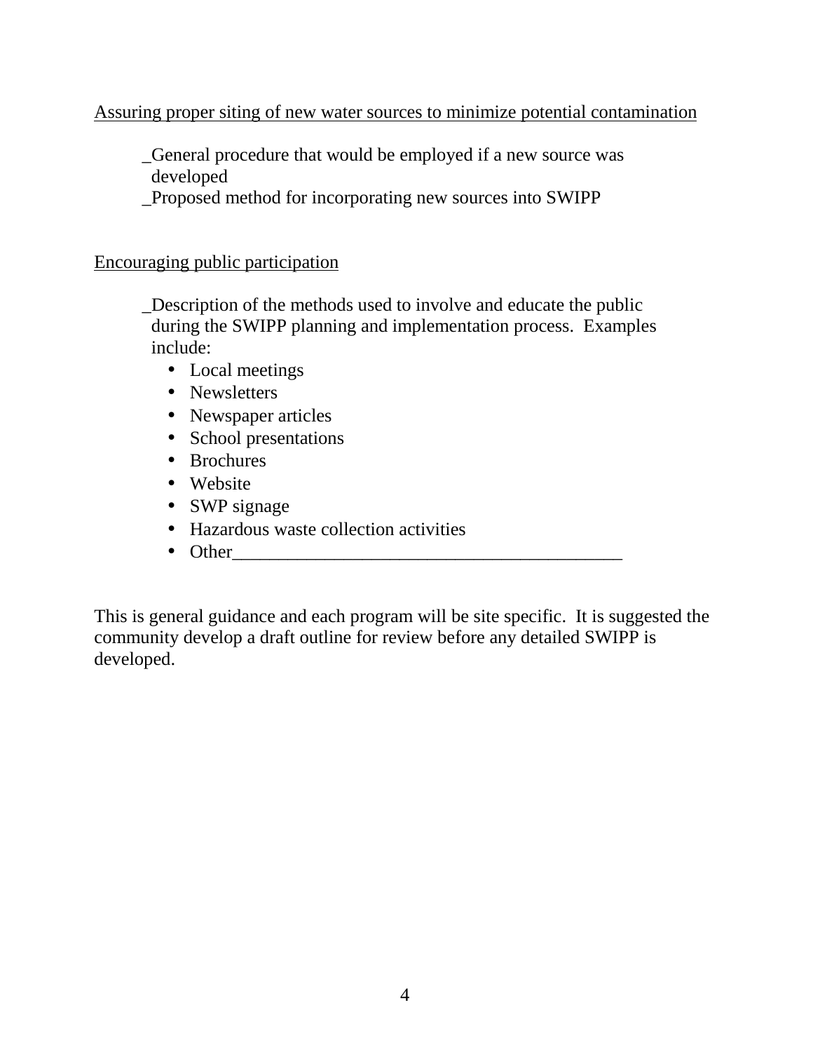<u>Assuring proper siting of new water sources to minimize potential contamination</u>

_General procedure that would be employed if a new source was developed
_Proposed method for incorporating new sources into SWIPP

<u>Encouraging public participation</u>

_Description of the methods used to involve and educate the public during the SWIPP planning and implementation process. Examples include:

- Local meetings
- Newsletters
- Newspaper articles
- School presentations
- Brochures
- Website
- SWP signage
- Hazardous waste collection activities
- Other___________________________________________

This is general guidance and each program will be site specific. It is suggested the community develop a draft outline for review before any detailed SWIPP is developed.